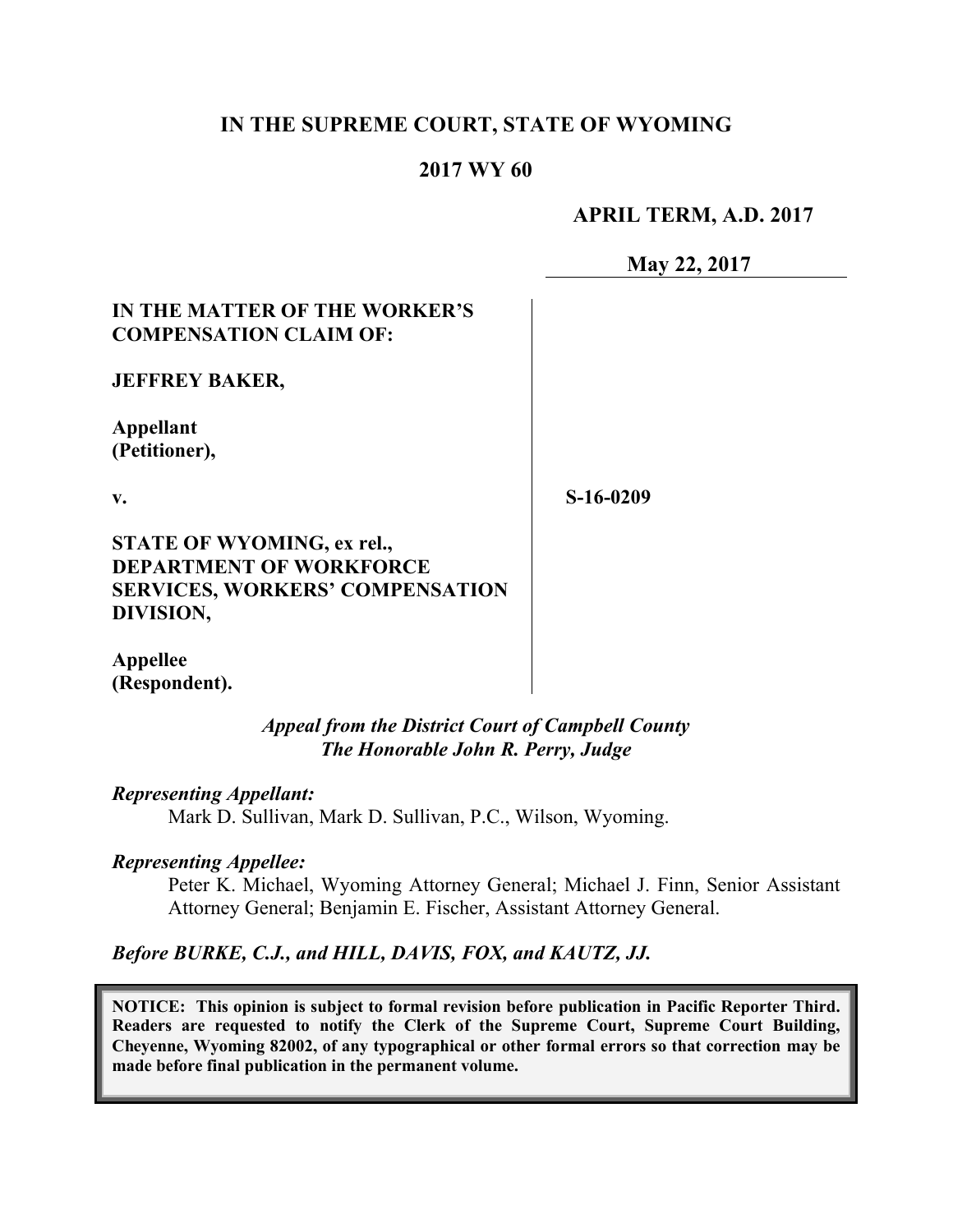**IN THE SUPREME COURT, STATE OF WYOMING**

**2017 WY 60**

**APRIL TERM, A.D. 2017**

**May 22, 2017**

**IN THE MATTER OF THE WORKER'S COMPENSATION CLAIM OF:**

**JEFFREY BAKER,**

**Appellant (Petitioner),**

**v.**

**STATE OF WYOMING, ex rel., DEPARTMENT OF WORKFORCE SERVICES, WORKERS' COMPENSATION DIVISION,**

**Appellee (Respondent).**

**S-16-0209**

*Appeal from the District Court of Campbell County*
*The Honorable John R. Perry, Judge*

***Representing Appellant:***

Mark D. Sullivan, Mark D. Sullivan, P.C., Wilson, Wyoming.

***Representing Appellee:***

Peter K. Michael, Wyoming Attorney General; Michael J. Finn, Senior Assistant Attorney General; Benjamin E. Fischer, Assistant Attorney General.

***Before BURKE, C.J., and HILL, DAVIS, FOX, and KAUTZ, JJ.***

**NOTICE: This opinion is subject to formal revision before publication in Pacific Reporter Third. Readers are requested to notify the Clerk of the Supreme Court, Supreme Court Building, Cheyenne, Wyoming 82002, of any typographical or other formal errors so that correction may be made before final publication in the permanent volume.**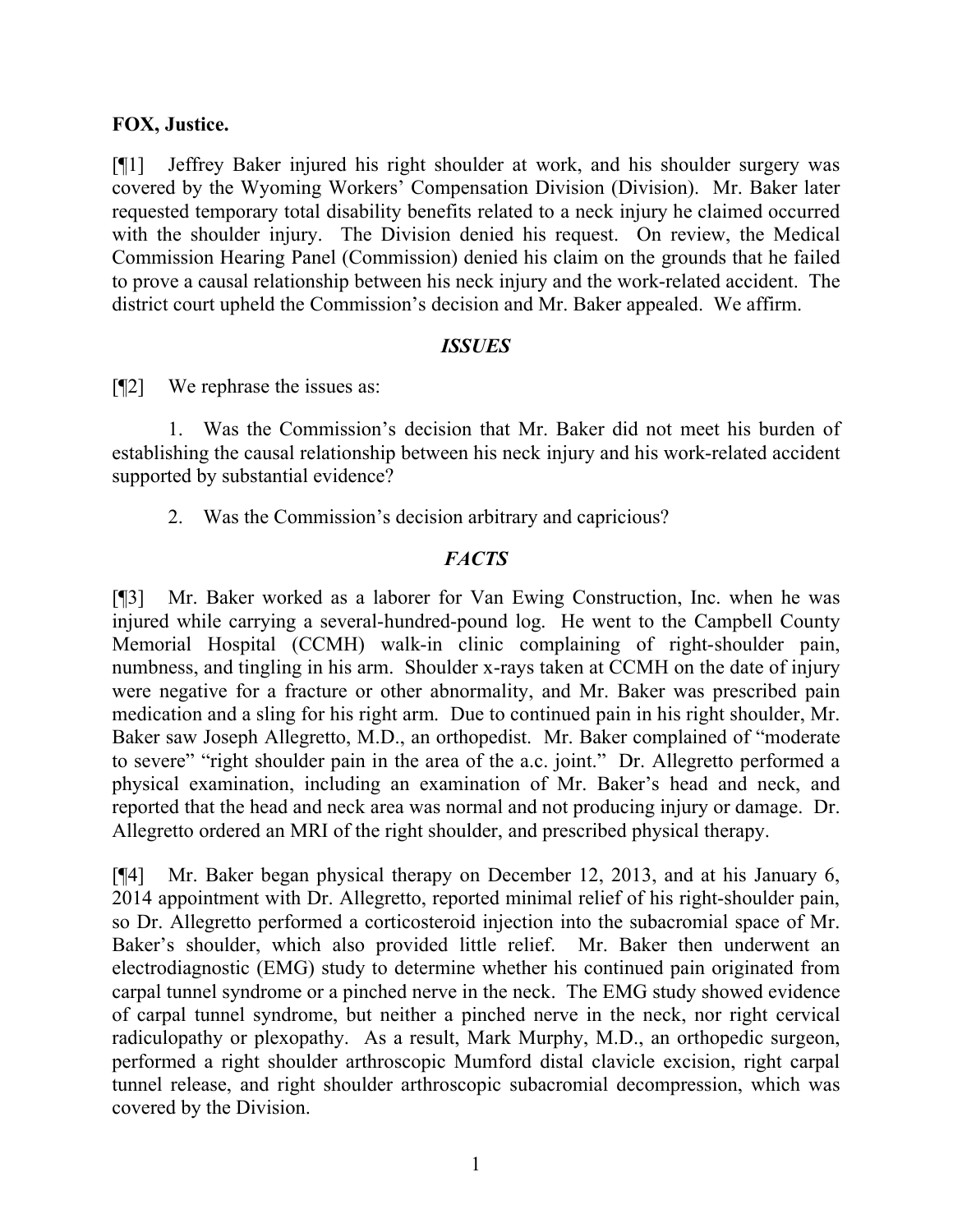**FOX, Justice.**

[¶1] Jeffrey Baker injured his right shoulder at work, and his shoulder surgery was covered by the Wyoming Workers' Compensation Division (Division). Mr. Baker later requested temporary total disability benefits related to a neck injury he claimed occurred with the shoulder injury. The Division denied his request. On review, the Medical Commission Hearing Panel (Commission) denied his claim on the grounds that he failed to prove a causal relationship between his neck injury and the work-related accident. The district court upheld the Commission's decision and Mr. Baker appealed. We affirm.

## *ISSUES*

[¶2] We rephrase the issues as:

1. Was the Commission's decision that Mr. Baker did not meet his burden of establishing the causal relationship between his neck injury and his work-related accident supported by substantial evidence?

2. Was the Commission's decision arbitrary and capricious?

## *FACTS*

[¶3] Mr. Baker worked as a laborer for Van Ewing Construction, Inc. when he was injured while carrying a several-hundred-pound log. He went to the Campbell County Memorial Hospital (CCMH) walk-in clinic complaining of right-shoulder pain, numbness, and tingling in his arm. Shoulder x-rays taken at CCMH on the date of injury were negative for a fracture or other abnormality, and Mr. Baker was prescribed pain medication and a sling for his right arm. Due to continued pain in his right shoulder, Mr. Baker saw Joseph Allegretto, M.D., an orthopedist. Mr. Baker complained of "moderate to severe" "right shoulder pain in the area of the a.c. joint." Dr. Allegretto performed a physical examination, including an examination of Mr. Baker's head and neck, and reported that the head and neck area was normal and not producing injury or damage. Dr. Allegretto ordered an MRI of the right shoulder, and prescribed physical therapy.

[¶4] Mr. Baker began physical therapy on December 12, 2013, and at his January 6, 2014 appointment with Dr. Allegretto, reported minimal relief of his right-shoulder pain, so Dr. Allegretto performed a corticosteroid injection into the subacromial space of Mr. Baker's shoulder, which also provided little relief. Mr. Baker then underwent an electrodiagnostic (EMG) study to determine whether his continued pain originated from carpal tunnel syndrome or a pinched nerve in the neck. The EMG study showed evidence of carpal tunnel syndrome, but neither a pinched nerve in the neck, nor right cervical radiculopathy or plexopathy. As a result, Mark Murphy, M.D., an orthopedic surgeon, performed a right shoulder arthroscopic Mumford distal clavicle excision, right carpal tunnel release, and right shoulder arthroscopic subacromial decompression, which was covered by the Division.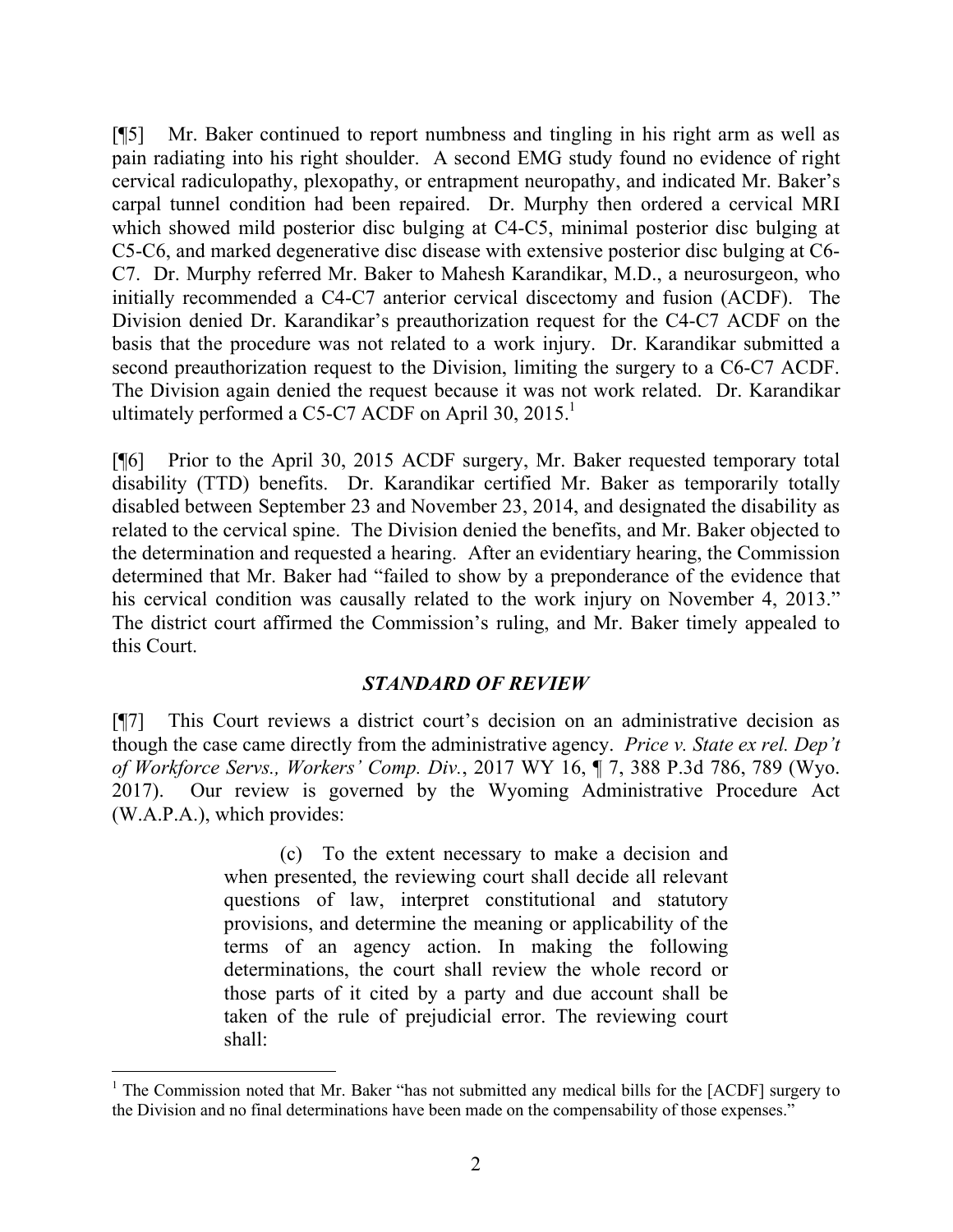[¶5] Mr. Baker continued to report numbness and tingling in his right arm as well as pain radiating into his right shoulder. A second EMG study found no evidence of right cervical radiculopathy, plexopathy, or entrapment neuropathy, and indicated Mr. Baker's carpal tunnel condition had been repaired. Dr. Murphy then ordered a cervical MRI which showed mild posterior disc bulging at C4-C5, minimal posterior disc bulging at C5-C6, and marked degenerative disc disease with extensive posterior disc bulging at C6-C7. Dr. Murphy referred Mr. Baker to Mahesh Karandikar, M.D., a neurosurgeon, who initially recommended a C4-C7 anterior cervical discectomy and fusion (ACDF). The Division denied Dr. Karandikar's preauthorization request for the C4-C7 ACDF on the basis that the procedure was not related to a work injury. Dr. Karandikar submitted a second preauthorization request to the Division, limiting the surgery to a C6-C7 ACDF. The Division again denied the request because it was not work related. Dr. Karandikar ultimately performed a C5-C7 ACDF on April 30, 2015.[1]

[¶6] Prior to the April 30, 2015 ACDF surgery, Mr. Baker requested temporary total disability (TTD) benefits. Dr. Karandikar certified Mr. Baker as temporarily totally disabled between September 23 and November 23, 2014, and designated the disability as related to the cervical spine. The Division denied the benefits, and Mr. Baker objected to the determination and requested a hearing. After an evidentiary hearing, the Commission determined that Mr. Baker had "failed to show by a preponderance of the evidence that his cervical condition was causally related to the work injury on November 4, 2013." The district court affirmed the Commission's ruling, and Mr. Baker timely appealed to this Court.

## *STANDARD OF REVIEW*

[¶7] This Court reviews a district court's decision on an administrative decision as though the case came directly from the administrative agency. *Price v. State ex rel. Dep't of Workforce Servs., Workers' Comp. Div.*, 2017 WY 16, ¶ 7, 388 P.3d 786, 789 (Wyo. 2017). Our review is governed by the Wyoming Administrative Procedure Act (W.A.P.A.), which provides:

> (c) To the extent necessary to make a decision and when presented, the reviewing court shall decide all relevant questions of law, interpret constitutional and statutory provisions, and determine the meaning or applicability of the terms of an agency action. In making the following determinations, the court shall review the whole record or those parts of it cited by a party and due account shall be taken of the rule of prejudicial error. The reviewing court shall:

---

[1] The Commission noted that Mr. Baker "has not submitted any medical bills for the [ACDF] surgery to the Division and no final determinations have been made on the compensability of those expenses."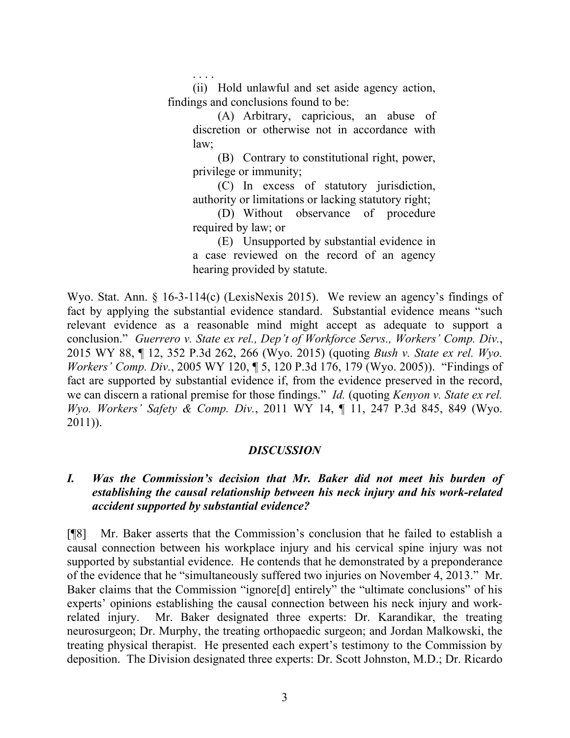. . . .

> (ii) Hold unlawful and set aside agency action, findings and conclusions found to be:
>
> > (A) Arbitrary, capricious, an abuse of discretion or otherwise not in accordance with law;
> >
> > (B) Contrary to constitutional right, power, privilege or immunity;
> >
> > (C) In excess of statutory jurisdiction, authority or limitations or lacking statutory right;
> >
> > (D) Without observance of procedure required by law; or
> >
> > (E) Unsupported by substantial evidence in a case reviewed on the record of an agency hearing provided by statute.

Wyo. Stat. Ann. § 16-3-114(c) (LexisNexis 2015). We review an agency's findings of fact by applying the substantial evidence standard. Substantial evidence means "such relevant evidence as a reasonable mind might accept as adequate to support a conclusion." *Guerrero v. State ex rel., Dep't of Workforce Servs., Workers' Comp. Div.*, 2015 WY 88, ¶ 12, 352 P.3d 262, 266 (Wyo. 2015) (quoting *Bush v. State ex rel. Wyo. Workers' Comp. Div.*, 2005 WY 120, ¶ 5, 120 P.3d 176, 179 (Wyo. 2005)). "Findings of fact are supported by substantial evidence if, from the evidence preserved in the record, we can discern a rational premise for those findings." *Id.* (quoting *Kenyon v. State ex rel. Wyo. Workers' Safety & Comp. Div.*, 2011 WY 14, ¶ 11, 247 P.3d 845, 849 (Wyo. 2011)).

## *DISCUSSION*

### *I. Was the Commission's decision that Mr. Baker did not meet his burden of establishing the causal relationship between his neck injury and his work-related accident supported by substantial evidence?*

[¶8] Mr. Baker asserts that the Commission's conclusion that he failed to establish a causal connection between his workplace injury and his cervical spine injury was not supported by substantial evidence. He contends that he demonstrated by a preponderance of the evidence that he "simultaneously suffered two injuries on November 4, 2013." Mr. Baker claims that the Commission "ignore[d] entirely" the "ultimate conclusions" of his experts' opinions establishing the causal connection between his neck injury and work-related injury. Mr. Baker designated three experts: Dr. Karandikar, the treating neurosurgeon; Dr. Murphy, the treating orthopaedic surgeon; and Jordan Malkowski, the treating physical therapist. He presented each expert's testimony to the Commission by deposition. The Division designated three experts: Dr. Scott Johnston, M.D.; Dr. Ricardo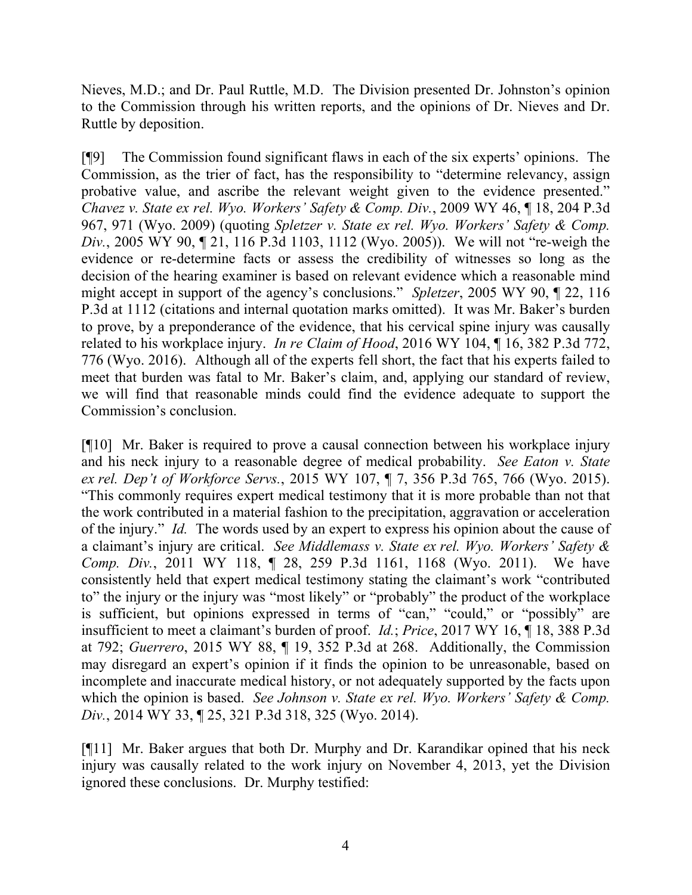Nieves, M.D.; and Dr. Paul Ruttle, M.D. The Division presented Dr. Johnston's opinion to the Commission through his written reports, and the opinions of Dr. Nieves and Dr. Ruttle by deposition.

[¶9] The Commission found significant flaws in each of the six experts' opinions. The Commission, as the trier of fact, has the responsibility to "determine relevancy, assign probative value, and ascribe the relevant weight given to the evidence presented." *Chavez v. State ex rel. Wyo. Workers' Safety & Comp. Div.*, 2009 WY 46, ¶ 18, 204 P.3d 967, 971 (Wyo. 2009) (quoting *Spletzer v. State ex rel. Wyo. Workers' Safety & Comp. Div.*, 2005 WY 90, ¶ 21, 116 P.3d 1103, 1112 (Wyo. 2005)). We will not "re-weigh the evidence or re-determine facts or assess the credibility of witnesses so long as the decision of the hearing examiner is based on relevant evidence which a reasonable mind might accept in support of the agency's conclusions." *Spletzer*, 2005 WY 90, ¶ 22, 116 P.3d at 1112 (citations and internal quotation marks omitted). It was Mr. Baker's burden to prove, by a preponderance of the evidence, that his cervical spine injury was causally related to his workplace injury. *In re Claim of Hood*, 2016 WY 104, ¶ 16, 382 P.3d 772, 776 (Wyo. 2016). Although all of the experts fell short, the fact that his experts failed to meet that burden was fatal to Mr. Baker's claim, and, applying our standard of review, we will find that reasonable minds could find the evidence adequate to support the Commission's conclusion.

[¶10] Mr. Baker is required to prove a causal connection between his workplace injury and his neck injury to a reasonable degree of medical probability. *See Eaton v. State ex rel. Dep't of Workforce Servs.*, 2015 WY 107, ¶ 7, 356 P.3d 765, 766 (Wyo. 2015). "This commonly requires expert medical testimony that it is more probable than not that the work contributed in a material fashion to the precipitation, aggravation or acceleration of the injury." *Id.* The words used by an expert to express his opinion about the cause of a claimant's injury are critical. *See Middlemass v. State ex rel. Wyo. Workers' Safety & Comp. Div.*, 2011 WY 118, ¶ 28, 259 P.3d 1161, 1168 (Wyo. 2011). We have consistently held that expert medical testimony stating the claimant's work "contributed to" the injury or the injury was "most likely" or "probably" the product of the workplace is sufficient, but opinions expressed in terms of "can," "could," or "possibly" are insufficient to meet a claimant's burden of proof. *Id.*; *Price*, 2017 WY 16, ¶ 18, 388 P.3d at 792; *Guerrero*, 2015 WY 88, ¶ 19, 352 P.3d at 268. Additionally, the Commission may disregard an expert's opinion if it finds the opinion to be unreasonable, based on incomplete and inaccurate medical history, or not adequately supported by the facts upon which the opinion is based. *See Johnson v. State ex rel. Wyo. Workers' Safety & Comp. Div.*, 2014 WY 33, ¶ 25, 321 P.3d 318, 325 (Wyo. 2014).

[¶11] Mr. Baker argues that both Dr. Murphy and Dr. Karandikar opined that his neck injury was causally related to the work injury on November 4, 2013, yet the Division ignored these conclusions. Dr. Murphy testified: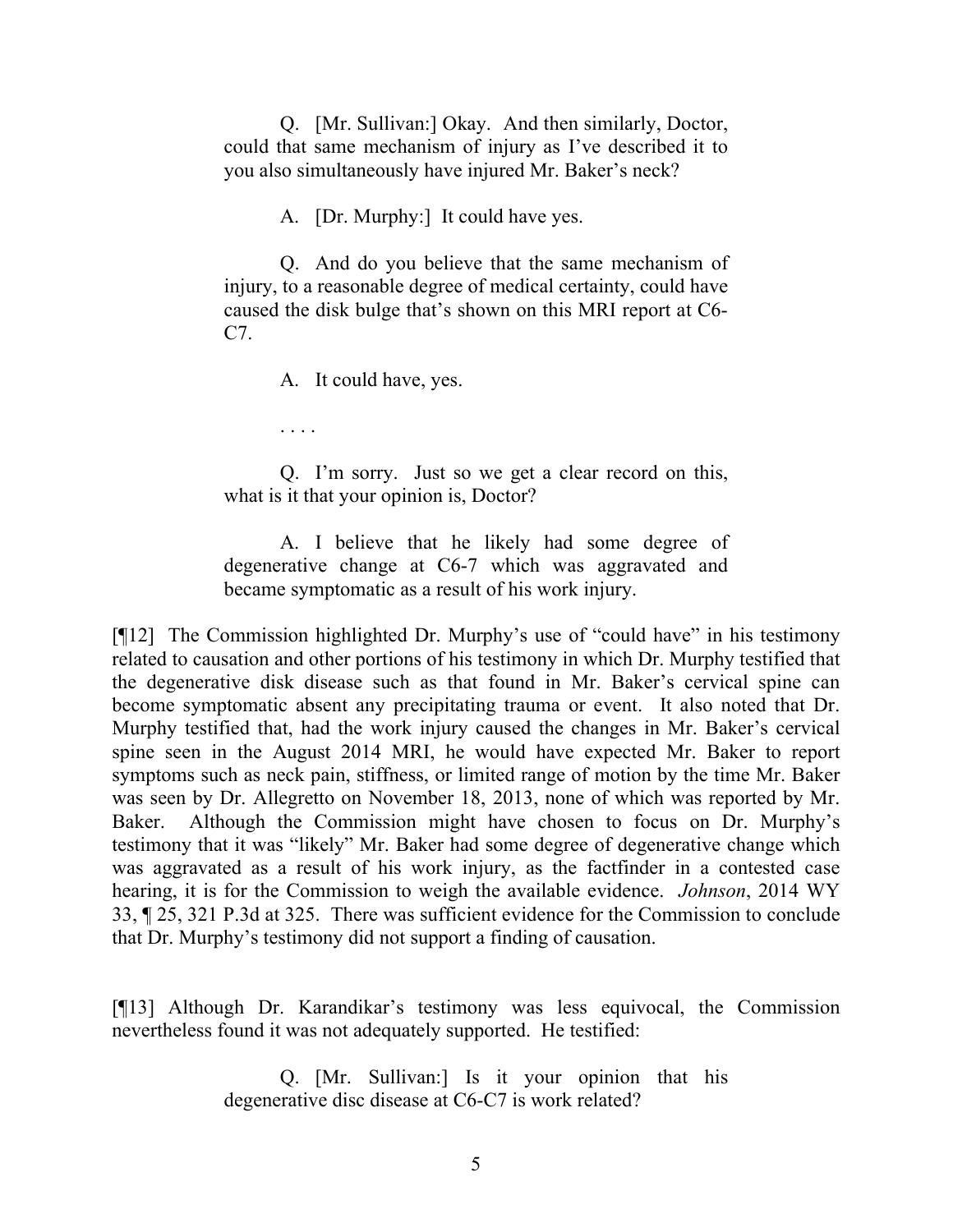> Q. [Mr. Sullivan:] Okay. And then similarly, Doctor, could that same mechanism of injury as I've described it to you also simultaneously have injured Mr. Baker's neck?
>
> A. [Dr. Murphy:] It could have yes.
>
> Q. And do you believe that the same mechanism of injury, to a reasonable degree of medical certainty, could have caused the disk bulge that's shown on this MRI report at C6-C7.
>
> A. It could have, yes.
>
> . . . .
>
> Q. I'm sorry. Just so we get a clear record on this, what is it that your opinion is, Doctor?
>
> A. I believe that he likely had some degree of degenerative change at C6-7 which was aggravated and became symptomatic as a result of his work injury.

[¶12] The Commission highlighted Dr. Murphy's use of "could have" in his testimony related to causation and other portions of his testimony in which Dr. Murphy testified that the degenerative disk disease such as that found in Mr. Baker's cervical spine can become symptomatic absent any precipitating trauma or event. It also noted that Dr. Murphy testified that, had the work injury caused the changes in Mr. Baker's cervical spine seen in the August 2014 MRI, he would have expected Mr. Baker to report symptoms such as neck pain, stiffness, or limited range of motion by the time Mr. Baker was seen by Dr. Allegretto on November 18, 2013, none of which was reported by Mr. Baker. Although the Commission might have chosen to focus on Dr. Murphy's testimony that it was "likely" Mr. Baker had some degree of degenerative change which was aggravated as a result of his work injury, as the factfinder in a contested case hearing, it is for the Commission to weigh the available evidence. *Johnson*, 2014 WY 33, ¶ 25, 321 P.3d at 325. There was sufficient evidence for the Commission to conclude that Dr. Murphy's testimony did not support a finding of causation.

[¶13] Although Dr. Karandikar's testimony was less equivocal, the Commission nevertheless found it was not adequately supported. He testified:

> Q. [Mr. Sullivan:] Is it your opinion that his degenerative disc disease at C6-C7 is work related?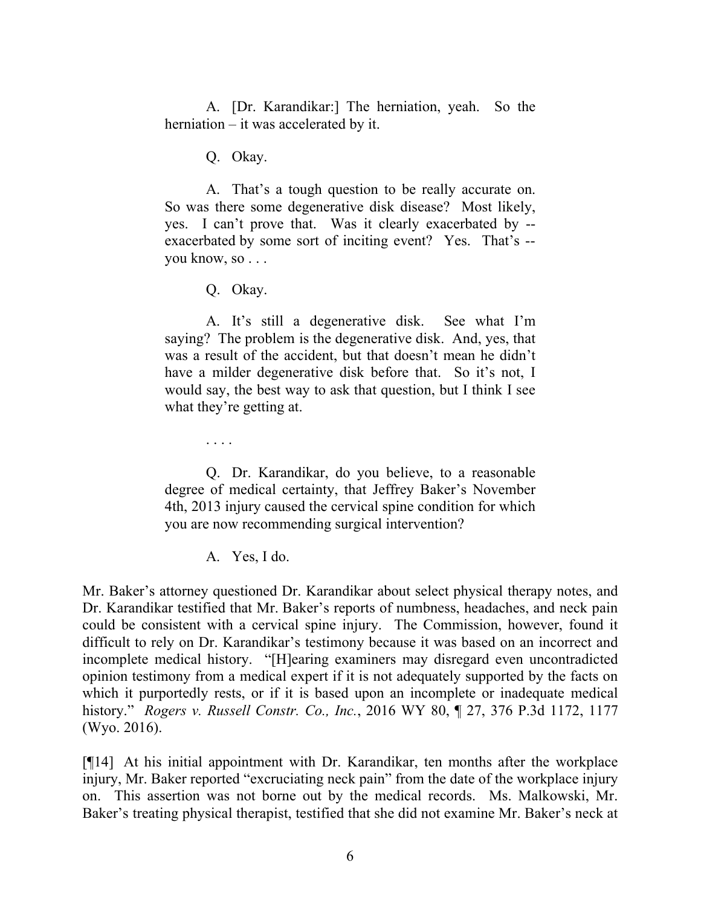A. [Dr. Karandikar:] The herniation, yeah. So the herniation – it was accelerated by it.

Q. Okay.

A. That's a tough question to be really accurate on. So was there some degenerative disk disease? Most likely, yes. I can't prove that. Was it clearly exacerbated by -- exacerbated by some sort of inciting event? Yes. That's -- you know, so . . .

Q. Okay.

A. It's still a degenerative disk. See what I'm saying? The problem is the degenerative disk. And, yes, that was a result of the accident, but that doesn't mean he didn't have a milder degenerative disk before that. So it's not, I would say, the best way to ask that question, but I think I see what they're getting at.

. . . .

Q. Dr. Karandikar, do you believe, to a reasonable degree of medical certainty, that Jeffrey Baker's November 4th, 2013 injury caused the cervical spine condition for which you are now recommending surgical intervention?

A. Yes, I do.

Mr. Baker's attorney questioned Dr. Karandikar about select physical therapy notes, and Dr. Karandikar testified that Mr. Baker's reports of numbness, headaches, and neck pain could be consistent with a cervical spine injury. The Commission, however, found it difficult to rely on Dr. Karandikar's testimony because it was based on an incorrect and incomplete medical history. "[H]earing examiners may disregard even uncontradicted opinion testimony from a medical expert if it is not adequately supported by the facts on which it purportedly rests, or if it is based upon an incomplete or inadequate medical history." *Rogers v. Russell Constr. Co., Inc.*, 2016 WY 80, ¶ 27, 376 P.3d 1172, 1177 (Wyo. 2016).

[¶14] At his initial appointment with Dr. Karandikar, ten months after the workplace injury, Mr. Baker reported "excruciating neck pain" from the date of the workplace injury on. This assertion was not borne out by the medical records. Ms. Malkowski, Mr. Baker's treating physical therapist, testified that she did not examine Mr. Baker's neck at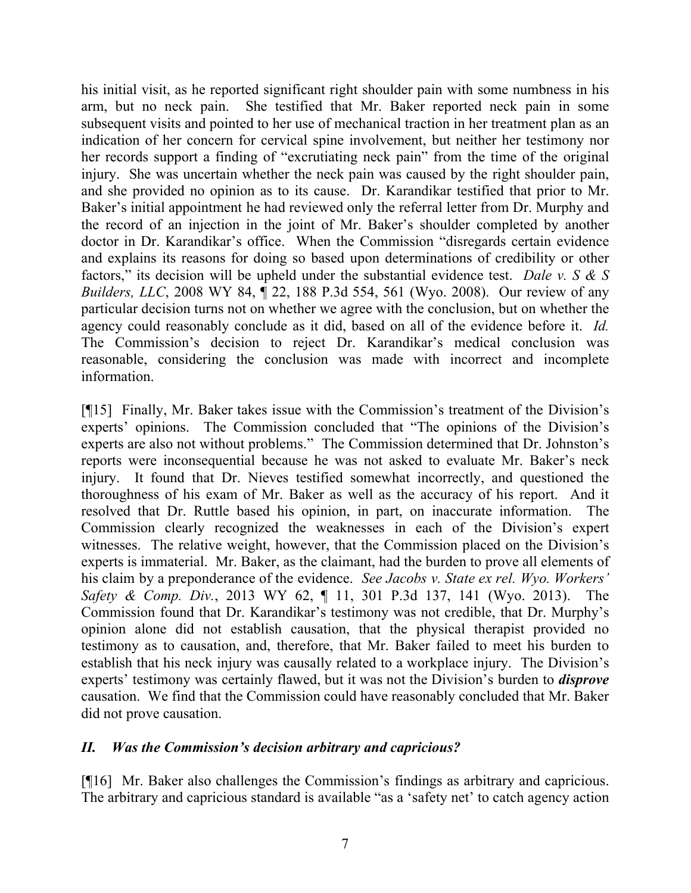his initial visit, as he reported significant right shoulder pain with some numbness in his arm, but no neck pain. She testified that Mr. Baker reported neck pain in some subsequent visits and pointed to her use of mechanical traction in her treatment plan as an indication of her concern for cervical spine involvement, but neither her testimony nor her records support a finding of "excrutiating neck pain" from the time of the original injury. She was uncertain whether the neck pain was caused by the right shoulder pain, and she provided no opinion as to its cause. Dr. Karandikar testified that prior to Mr. Baker's initial appointment he had reviewed only the referral letter from Dr. Murphy and the record of an injection in the joint of Mr. Baker's shoulder completed by another doctor in Dr. Karandikar's office. When the Commission "disregards certain evidence and explains its reasons for doing so based upon determinations of credibility or other factors," its decision will be upheld under the substantial evidence test. *Dale v. S & S Builders, LLC*, 2008 WY 84, ¶ 22, 188 P.3d 554, 561 (Wyo. 2008). Our review of any particular decision turns not on whether we agree with the conclusion, but on whether the agency could reasonably conclude as it did, based on all of the evidence before it. *Id.* The Commission's decision to reject Dr. Karandikar's medical conclusion was reasonable, considering the conclusion was made with incorrect and incomplete information.

[¶15] Finally, Mr. Baker takes issue with the Commission's treatment of the Division's experts' opinions. The Commission concluded that "The opinions of the Division's experts are also not without problems." The Commission determined that Dr. Johnston's reports were inconsequential because he was not asked to evaluate Mr. Baker's neck injury. It found that Dr. Nieves testified somewhat incorrectly, and questioned the thoroughness of his exam of Mr. Baker as well as the accuracy of his report. And it resolved that Dr. Ruttle based his opinion, in part, on inaccurate information. The Commission clearly recognized the weaknesses in each of the Division's expert witnesses. The relative weight, however, that the Commission placed on the Division's experts is immaterial. Mr. Baker, as the claimant, had the burden to prove all elements of his claim by a preponderance of the evidence. *See Jacobs v. State ex rel. Wyo. Workers' Safety & Comp. Div.*, 2013 WY 62, ¶ 11, 301 P.3d 137, 141 (Wyo. 2013). The Commission found that Dr. Karandikar's testimony was not credible, that Dr. Murphy's opinion alone did not establish causation, that the physical therapist provided no testimony as to causation, and, therefore, that Mr. Baker failed to meet his burden to establish that his neck injury was causally related to a workplace injury. The Division's experts' testimony was certainly flawed, but it was not the Division's burden to ***disprove*** causation. We find that the Commission could have reasonably concluded that Mr. Baker did not prove causation.

### *II. Was the Commission's decision arbitrary and capricious?*

[¶16] Mr. Baker also challenges the Commission's findings as arbitrary and capricious. The arbitrary and capricious standard is available "as a 'safety net' to catch agency action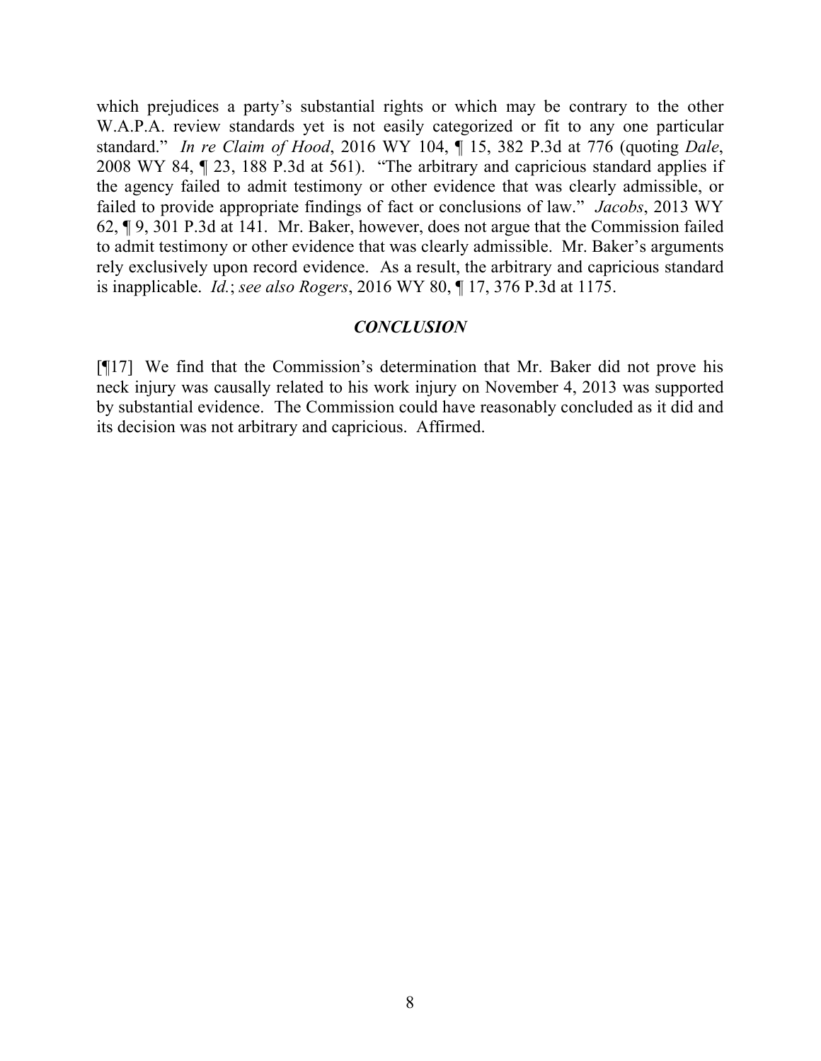which prejudices a party's substantial rights or which may be contrary to the other W.A.P.A. review standards yet is not easily categorized or fit to any one particular standard." *In re Claim of Hood*, 2016 WY 104, ¶ 15, 382 P.3d at 776 (quoting *Dale*, 2008 WY 84, ¶ 23, 188 P.3d at 561). "The arbitrary and capricious standard applies if the agency failed to admit testimony or other evidence that was clearly admissible, or failed to provide appropriate findings of fact or conclusions of law." *Jacobs*, 2013 WY 62, ¶ 9, 301 P.3d at 141. Mr. Baker, however, does not argue that the Commission failed to admit testimony or other evidence that was clearly admissible. Mr. Baker's arguments rely exclusively upon record evidence. As a result, the arbitrary and capricious standard is inapplicable. *Id.*; *see also Rogers*, 2016 WY 80, ¶ 17, 376 P.3d at 1175.

## *CONCLUSION*

[¶17] We find that the Commission's determination that Mr. Baker did not prove his neck injury was causally related to his work injury on November 4, 2013 was supported by substantial evidence. The Commission could have reasonably concluded as it did and its decision was not arbitrary and capricious. Affirmed.